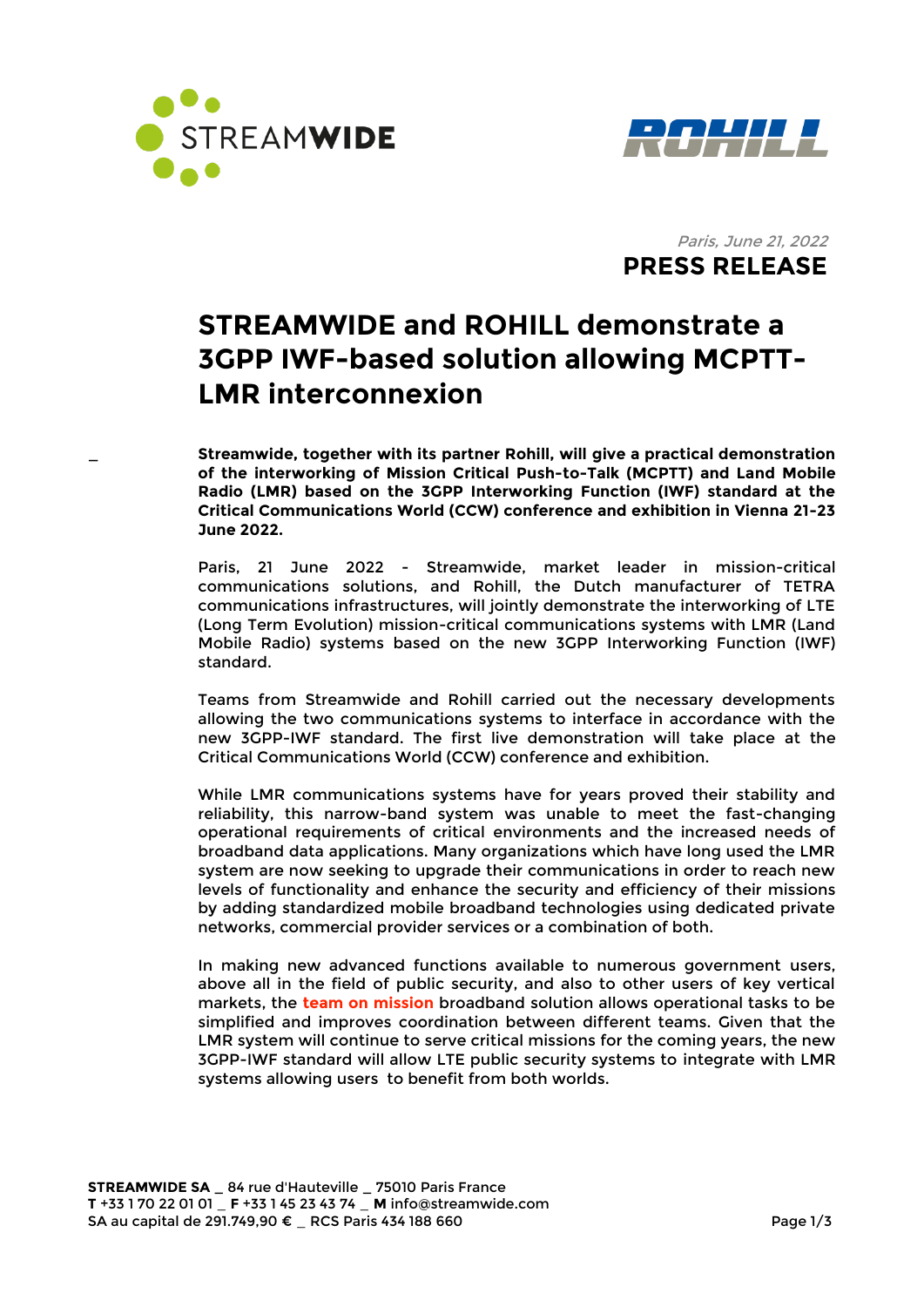*Paris, June 21, 2022*

**PRESS RELEASE**

# STREAMWIDE and ROHILL demonstrate a 3GPP IWF-based solution allowing MCPTT-LMR interconnexion

_

**Streamwide, together with its partner Rohill, will give a practical demonstration of the interworking of Mission Critical Push-to-Talk (MCPTT) and Land Mobile Radio (LMR) based on the 3GPP Interworking Function (IWF) standard at the Critical Communications World (CCW) conference and exhibition in Vienna 21-23 June 2022.**

Paris, 21 June 2022 - Streamwide, market leader in mission-critical communications solutions, and Rohill, the Dutch manufacturer of TETRA communications infrastructures, will jointly demonstrate the interworking of LTE (Long Term Evolution) mission-critical communications systems with LMR (Land Mobile Radio) systems based on the new 3GPP Interworking Function (IWF) standard.

Teams from Streamwide and Rohill carried out the necessary developments allowing the two communications systems to interface in accordance with the new 3GPP-IWF standard. The first live demonstration will take place at the Critical Communications World (CCW) conference and exhibition.

While LMR communications systems have for years proved their stability and reliability, this narrow-band system was unable to meet the fast-changing operational requirements of critical environments and the increased needs of broadband data applications. Many organizations which have long used the LMR system are now seeking to upgrade their communications in order to reach new levels of functionality and enhance the security and efficiency of their missions by adding standardized mobile broadband technologies using dedicated private networks, commercial provider services or a combination of both.

In making new advanced functions available to numerous government users, above all in the field of public security, and also to other users of key vertical markets, the **team on mission** broadband solution allows operational tasks to be simplified and improves coordination between different teams. Given that the LMR system will continue to serve critical missions for the coming years, the new 3GPP-IWF standard will allow LTE public security systems to integrate with LMR systems allowing users to benefit from both worlds.

**STREAMWIDE SA** _ 84 rue d'Hauteville _ 75010 Paris France
**T** +33 1 70 22 01 01 _ **F** +33 1 45 23 43 74 _ **M** info@streamwide.com
SA au capital de 291.749,90 € _ RCS Paris 434 188 660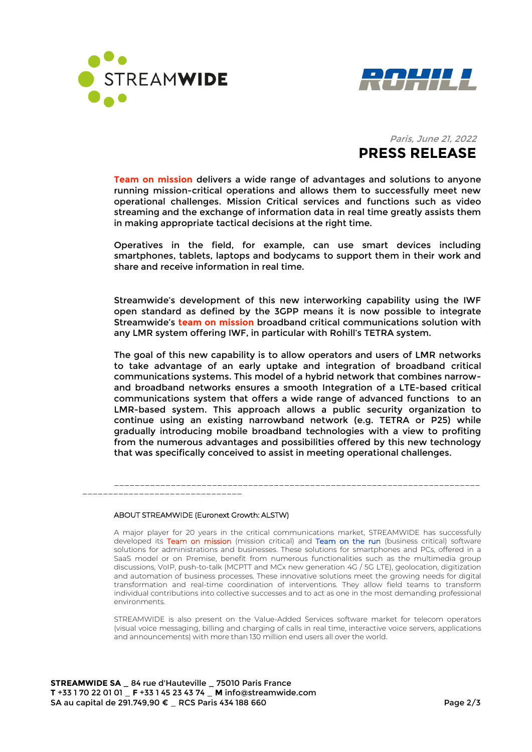Paris, June 21, 2022

# PRESS RELEASE

**Team on mission** delivers a wide range of advantages and solutions to anyone running mission-critical operations and allows them to successfully meet new operational challenges. Mission Critical services and functions such as video streaming and the exchange of information data in real time greatly assists them in making appropriate tactical decisions at the right time.

Operatives in the field, for example, can use smart devices including smartphones, tablets, laptops and bodycams to support them in their work and share and receive information in real time.

Streamwide's development of this new interworking capability using the IWF open standard as defined by the 3GPP means it is now possible to integrate Streamwide's **team on mission** broadband critical communications solution with any LMR system offering IWF, in particular with Rohill's TETRA system.

The goal of this new capability is to allow operators and users of LMR networks to take advantage of an early uptake and integration of broadband critical communications systems. This model of a hybrid network that combines narrow- and broadband networks ensures a smooth Integration of a LTE-based critical communications system that offers a wide range of advanced functions to an LMR-based system. This approach allows a public security organization to continue using an existing narrowband network (e.g. TETRA or P25) while gradually introducing mobile broadband technologies with a view to profiting from the numerous advantages and possibilities offered by this new technology that was specifically conceived to assist in meeting operational challenges.

---

ABOUT STREAMWIDE (Euronext Growth: ALSTW)

A major player for 20 years in the critical communications market, STREAMWIDE has successfully developed its Team on mission (mission critical) and Team on the run (business critical) software solutions for administrations and businesses. These solutions for smartphones and PCs, offered in a SaaS model or on Premise, benefit from numerous functionalities such as the multimedia group discussions, VoIP, push-to-talk (MCPTT and MCx new generation 4G / 5G LTE), geolocation, digitization and automation of business processes. These innovative solutions meet the growing needs for digital transformation and real-time coordination of interventions. They allow field teams to transform individual contributions into collective successes and to act as one in the most demanding professional environments.

STREAMWIDE is also present on the Value-Added Services software market for telecom operators (visual voice messaging, billing and charging of calls in real time, interactive voice servers, applications and announcements) with more than 130 million end users all over the world.

**STREAMWIDE SA** _ 84 rue d'Hauteville _ 75010 Paris France
**T** +33 1 70 22 01 01 _ **F** +33 1 45 23 43 74 _ **M** info@streamwide.com
SA au capital de 291.749,90 € _ RCS Paris 434 188 660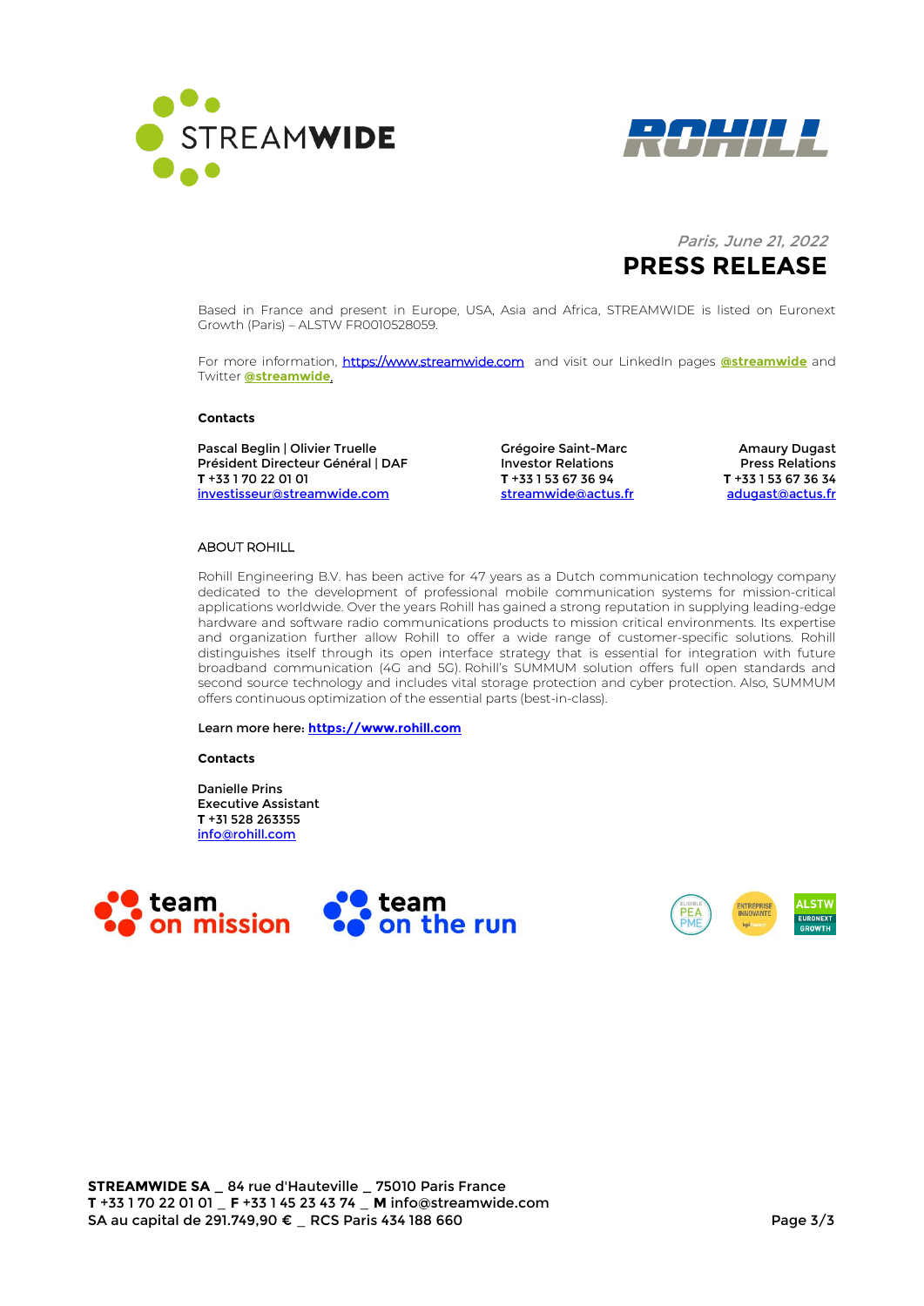*Paris, June 21, 2022*

# PRESS RELEASE

Based in France and present in Europe, USA, Asia and Africa, STREAMWIDE is listed on Euronext Growth (Paris) – ALSTW FR0010528059.

For more information, https://www.streamwide.com and visit our LinkedIn pages **@streamwide** and Twitter **@streamwide**.

**Contacts**

**Pascal Beglin | Olivier Truelle**
**Président Directeur Général | DAF**
**T** +33 1 70 22 01 01
investisseur@streamwide.com

**Grégoire Saint-Marc**
**Investor Relations**
**T** +33 1 53 67 36 94
streamwide@actus.fr

**Amaury Dugast**
**Press Relations**
**T** +33 1 53 67 36 34
adugast@actus.fr

ABOUT ROHILL

Rohill Engineering B.V. has been active for 47 years as a Dutch communication technology company dedicated to the development of professional mobile communication systems for mission-critical applications worldwide. Over the years Rohill has gained a strong reputation in supplying leading-edge hardware and software radio communications products to mission critical environments. Its expertise and organization further allow Rohill to offer a wide range of customer-specific solutions. Rohill distinguishes itself through its open interface strategy that is essential for integration with future broadband communication (4G and 5G). Rohill's SUMMUM solution offers full open standards and second source technology and includes vital storage protection and cyber protection. Also, SUMMUM offers continuous optimization of the essential parts (best-in-class).

**Learn more here: https://www.rohill.com**

**Contacts**

**Danielle Prins**
**Executive Assistant**
**T** +31 528 263355
info@rohill.com

team on mission

team on the run

**STREAMWIDE SA** _ 84 rue d'Hauteville _ 75010 Paris France
**T** +33 1 70 22 01 01 _ **F** +33 1 45 23 43 74 _ **M** info@streamwide.com
SA au capital de 291.749,90 € _ RCS Paris 434 188 660